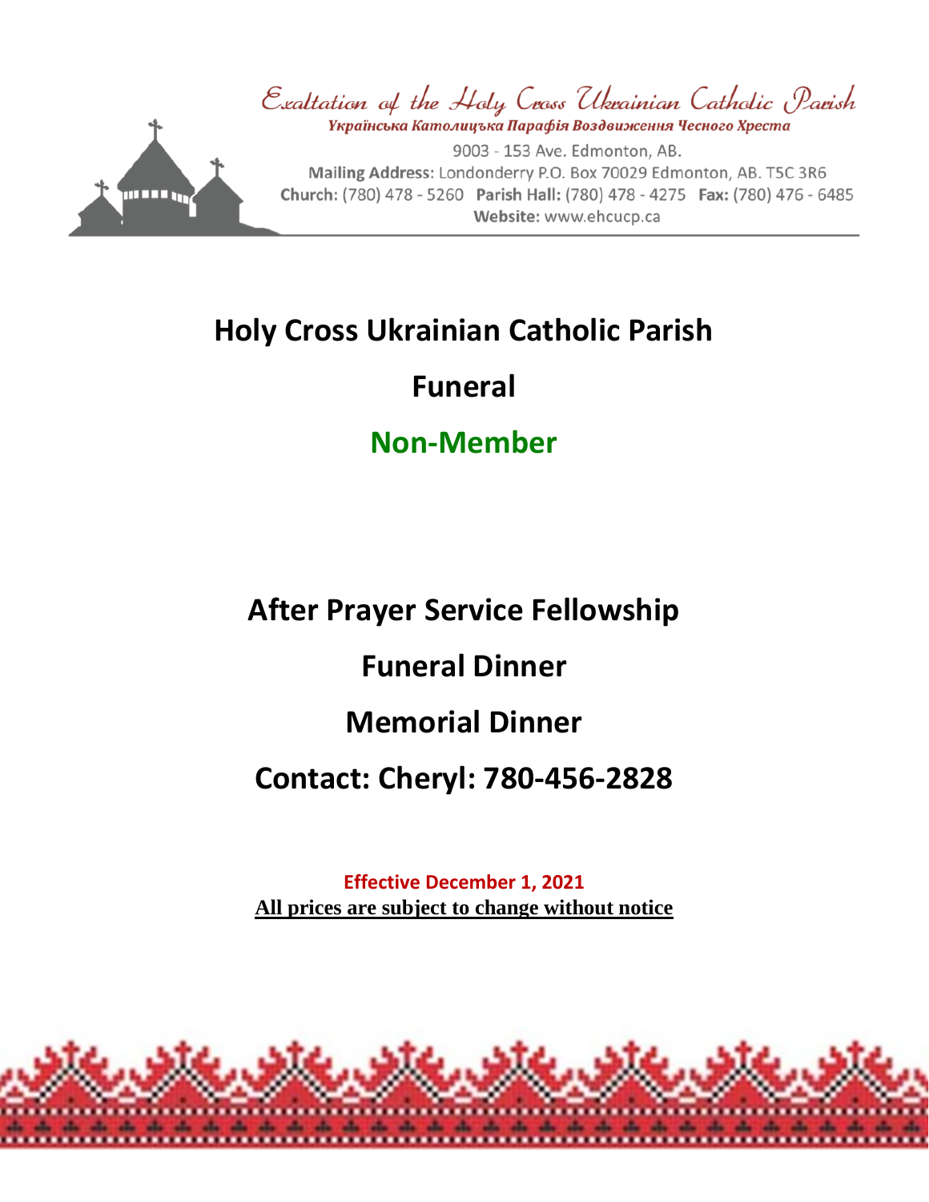Exaltation of the Holy Cross Ukrainian Catholic Parish

Українська Католицька Парафія Воздвиження Чесного Хреста

9003 - 153 Ave. Edmonton, AB.

**Mailing Address:** Londonderry P.O. Box 70029 Edmonton, AB. T5C 3R6

**Church:** (780) 478 - 5260 **Parish Hall:** (780) 478 - 4275 **Fax:** (780) 476 - 6485

**Website:** www.ehcucp.ca

# Holy Cross Ukrainian Catholic Parish

# Funeral

# Non-Member

## After Prayer Service Fellowship

## Funeral Dinner

## Memorial Dinner

## Contact: Cheryl: 780-456-2828

**Effective December 1, 2021**

**All prices are subject to change without notice**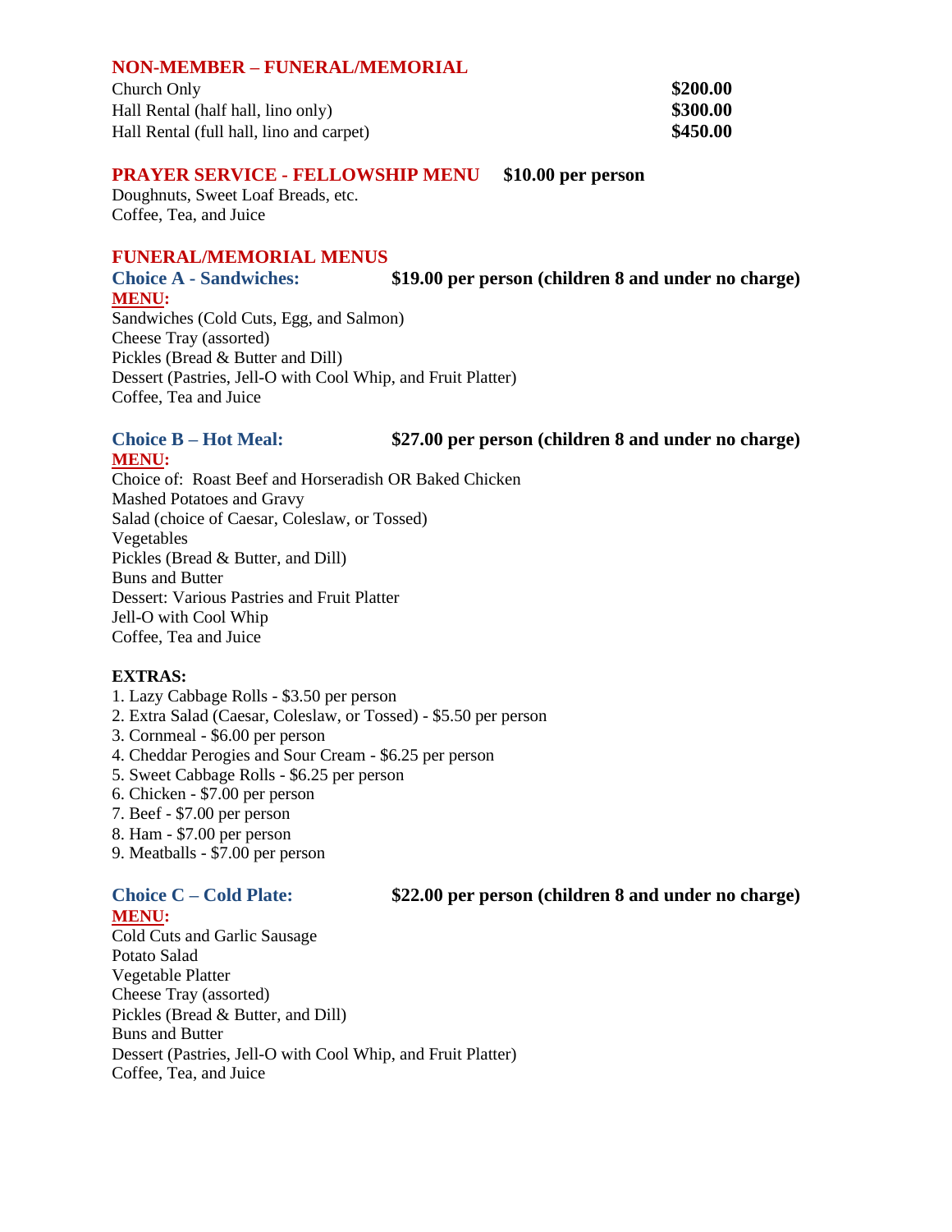## NON-MEMBER – FUNERAL/MEMORIAL

| | |
|---|---|
| Church Only | **$200.00** |
| Hall Rental (half hall, lino only) | **$300.00** |
| Hall Rental (full hall, lino and carpet) | **$450.00** |

## PRAYER SERVICE - FELLOWSHIP MENU **$10.00 per person**

Doughnuts, Sweet Loaf Breads, etc.
Coffee, Tea, and Juice

## FUNERAL/MEMORIAL MENUS

### Choice A - Sandwiches: **$19.00 per person (children 8 and under no charge)**

**MENU:**

Sandwiches (Cold Cuts, Egg, and Salmon)
Cheese Tray (assorted)
Pickles (Bread & Butter and Dill)
Dessert (Pastries, Jell-O with Cool Whip, and Fruit Platter)
Coffee, Tea and Juice

### Choice B – Hot Meal: **$27.00 per person (children 8 and under no charge)**

**MENU:**

Choice of: Roast Beef and Horseradish OR Baked Chicken
Mashed Potatoes and Gravy
Salad (choice of Caesar, Coleslaw, or Tossed)
Vegetables
Pickles (Bread & Butter, and Dill)
Buns and Butter
Dessert: Various Pastries and Fruit Platter
Jell-O with Cool Whip
Coffee, Tea and Juice

**EXTRAS:**

1. Lazy Cabbage Rolls - $3.50 per person
2. Extra Salad (Caesar, Coleslaw, or Tossed) - $5.50 per person
3. Cornmeal - $6.00 per person
4. Cheddar Perogies and Sour Cream - $6.25 per person
5. Sweet Cabbage Rolls - $6.25 per person
6. Chicken - $7.00 per person
7. Beef - $7.00 per person
8. Ham - $7.00 per person
9. Meatballs - $7.00 per person

### Choice C – Cold Plate: **$22.00 per person (children 8 and under no charge)**

**MENU:**

Cold Cuts and Garlic Sausage
Potato Salad
Vegetable Platter
Cheese Tray (assorted)
Pickles (Bread & Butter, and Dill)
Buns and Butter
Dessert (Pastries, Jell-O with Cool Whip, and Fruit Platter)
Coffee, Tea, and Juice